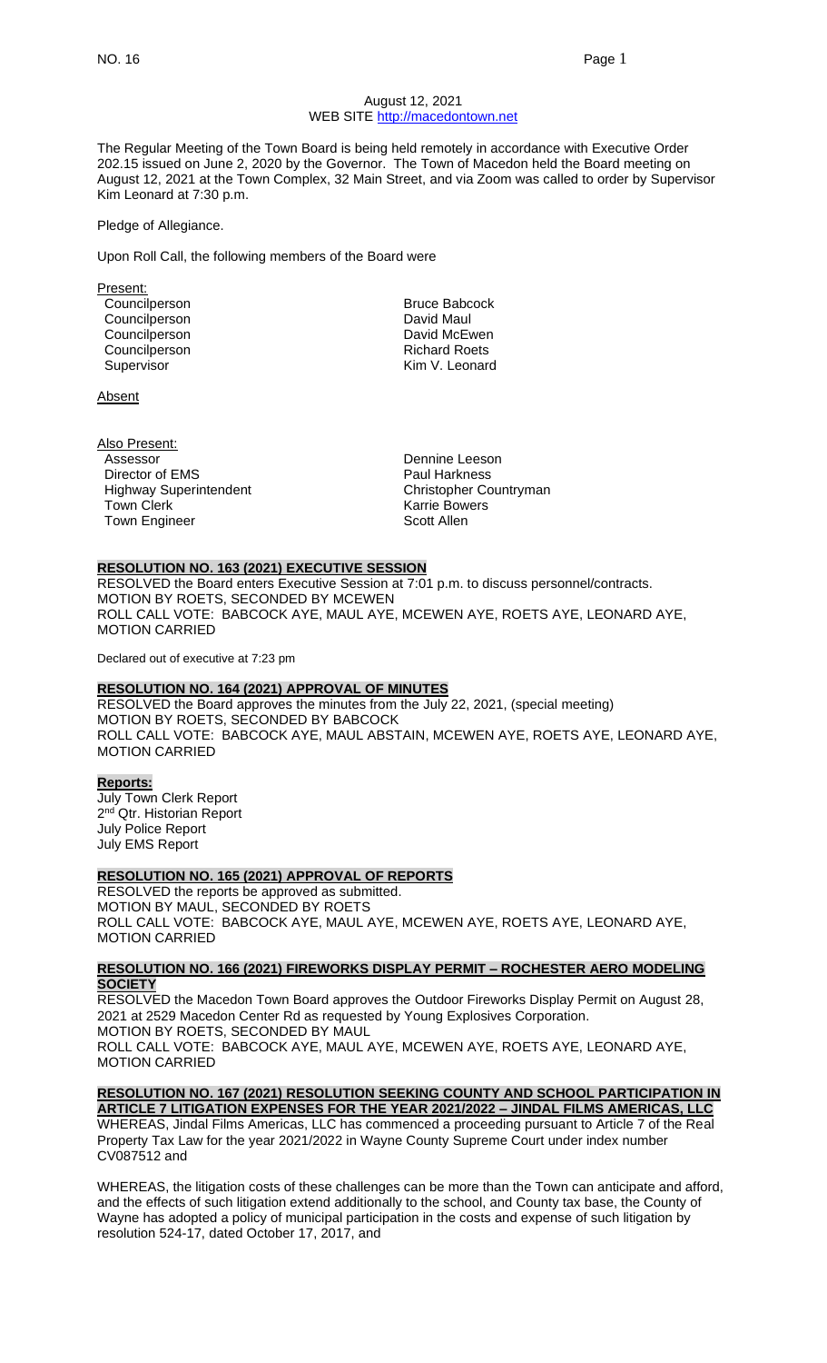August 12, 2021
WEB SITE http://macedontown.net

The Regular Meeting of the Town Board is being held remotely in accordance with Executive Order 202.15 issued on June 2, 2020 by the Governor. The Town of Macedon held the Board meeting on August 12, 2021 at the Town Complex, 32 Main Street, and via Zoom was called to order by Supervisor Kim Leonard at 7:30 p.m.

Pledge of Allegiance.

Upon Roll Call, the following members of the Board were

Present:

| | |
|---|---|
| Councilperson | Bruce Babcock |
| Councilperson | David Maul |
| Councilperson | David McEwen |
| Councilperson | Richard Roets |
| Supervisor | Kim V. Leonard |

Absent

Also Present:

| | |
|---|---|
| Assessor | Dennine Leeson |
| Director of EMS | Paul Harkness |
| Highway Superintendent | Christopher Countryman |
| Town Clerk | Karrie Bowers |
| Town Engineer | Scott Allen |

**RESOLUTION NO. 163 (2021) EXECUTIVE SESSION**

RESOLVED the Board enters Executive Session at 7:01 p.m. to discuss personnel/contracts.
MOTION BY ROETS, SECONDED BY MCEWEN
ROLL CALL VOTE: BABCOCK AYE, MAUL AYE, MCEWEN AYE, ROETS AYE, LEONARD AYE, MOTION CARRIED

Declared out of executive at 7:23 pm

**RESOLUTION NO. 164 (2021) APPROVAL OF MINUTES**

RESOLVED the Board approves the minutes from the July 22, 2021, (special meeting)
MOTION BY ROETS, SECONDED BY BABCOCK
ROLL CALL VOTE: BABCOCK AYE, MAUL ABSTAIN, MCEWEN AYE, ROETS AYE, LEONARD AYE, MOTION CARRIED

**Reports:**

July Town Clerk Report
2nd Qtr. Historian Report
July Police Report
July EMS Report

**RESOLUTION NO. 165 (2021) APPROVAL OF REPORTS**

RESOLVED the reports be approved as submitted.
MOTION BY MAUL, SECONDED BY ROETS
ROLL CALL VOTE: BABCOCK AYE, MAUL AYE, MCEWEN AYE, ROETS AYE, LEONARD AYE, MOTION CARRIED

**RESOLUTION NO. 166 (2021) FIREWORKS DISPLAY PERMIT – ROCHESTER AERO MODELING SOCIETY**

RESOLVED the Macedon Town Board approves the Outdoor Fireworks Display Permit on August 28, 2021 at 2529 Macedon Center Rd as requested by Young Explosives Corporation.
MOTION BY ROETS, SECONDED BY MAUL
ROLL CALL VOTE: BABCOCK AYE, MAUL AYE, MCEWEN AYE, ROETS AYE, LEONARD AYE, MOTION CARRIED

**RESOLUTION NO. 167 (2021) RESOLUTION SEEKING COUNTY AND SCHOOL PARTICIPATION IN ARTICLE 7 LITIGATION EXPENSES FOR THE YEAR 2021/2022 – JINDAL FILMS AMERICAS, LLC**

WHEREAS, Jindal Films Americas, LLC has commenced a proceeding pursuant to Article 7 of the Real Property Tax Law for the year 2021/2022 in Wayne County Supreme Court under index number CV087512 and

WHEREAS, the litigation costs of these challenges can be more than the Town can anticipate and afford, and the effects of such litigation extend additionally to the school, and County tax base, the County of Wayne has adopted a policy of municipal participation in the costs and expense of such litigation by resolution 524-17, dated October 17, 2017, and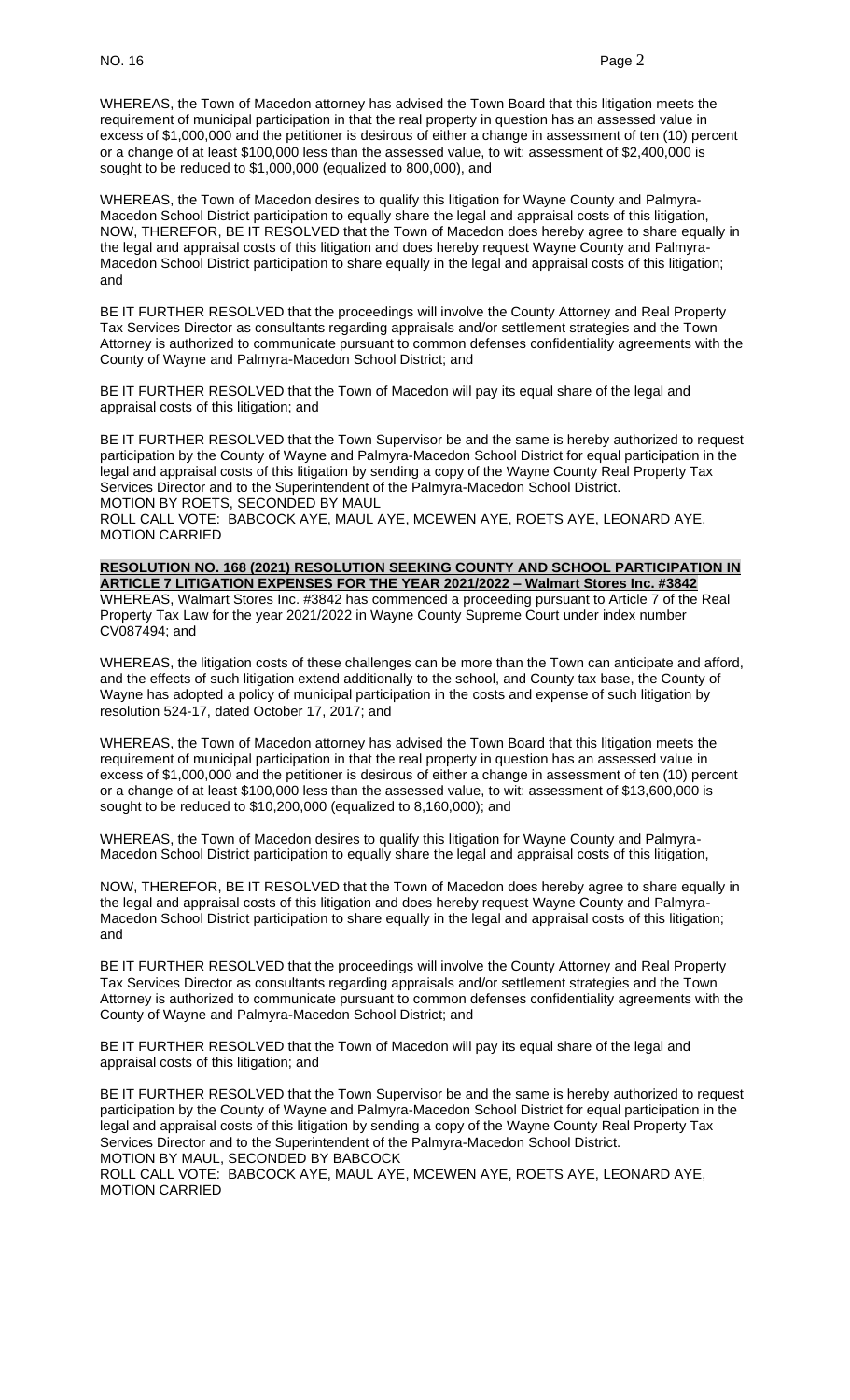WHEREAS, the Town of Macedon attorney has advised the Town Board that this litigation meets the requirement of municipal participation in that the real property in question has an assessed value in excess of $1,000,000 and the petitioner is desirous of either a change in assessment of ten (10) percent or a change of at least $100,000 less than the assessed value, to wit: assessment of $2,400,000 is sought to be reduced to $1,000,000 (equalized to 800,000), and

WHEREAS, the Town of Macedon desires to qualify this litigation for Wayne County and Palmyra-Macedon School District participation to equally share the legal and appraisal costs of this litigation, NOW, THEREFOR, BE IT RESOLVED that the Town of Macedon does hereby agree to share equally in the legal and appraisal costs of this litigation and does hereby request Wayne County and Palmyra-Macedon School District participation to share equally in the legal and appraisal costs of this litigation; and

BE IT FURTHER RESOLVED that the proceedings will involve the County Attorney and Real Property Tax Services Director as consultants regarding appraisals and/or settlement strategies and the Town Attorney is authorized to communicate pursuant to common defenses confidentiality agreements with the County of Wayne and Palmyra-Macedon School District; and

BE IT FURTHER RESOLVED that the Town of Macedon will pay its equal share of the legal and appraisal costs of this litigation; and

BE IT FURTHER RESOLVED that the Town Supervisor be and the same is hereby authorized to request participation by the County of Wayne and Palmyra-Macedon School District for equal participation in the legal and appraisal costs of this litigation by sending a copy of the Wayne County Real Property Tax Services Director and to the Superintendent of the Palmyra-Macedon School District.
MOTION BY ROETS, SECONDED BY MAUL
ROLL CALL VOTE: BABCOCK AYE, MAUL AYE, MCEWEN AYE, ROETS AYE, LEONARD AYE, MOTION CARRIED

**RESOLUTION NO. 168 (2021) RESOLUTION SEEKING COUNTY AND SCHOOL PARTICIPATION IN ARTICLE 7 LITIGATION EXPENSES FOR THE YEAR 2021/2022 – Walmart Stores Inc. #3842**
WHEREAS, Walmart Stores Inc. #3842 has commenced a proceeding pursuant to Article 7 of the Real Property Tax Law for the year 2021/2022 in Wayne County Supreme Court under index number CV087494; and

WHEREAS, the litigation costs of these challenges can be more than the Town can anticipate and afford, and the effects of such litigation extend additionally to the school, and County tax base, the County of Wayne has adopted a policy of municipal participation in the costs and expense of such litigation by resolution 524-17, dated October 17, 2017; and

WHEREAS, the Town of Macedon attorney has advised the Town Board that this litigation meets the requirement of municipal participation in that the real property in question has an assessed value in excess of $1,000,000 and the petitioner is desirous of either a change in assessment of ten (10) percent or a change of at least $100,000 less than the assessed value, to wit: assessment of $13,600,000 is sought to be reduced to $10,200,000 (equalized to 8,160,000); and

WHEREAS, the Town of Macedon desires to qualify this litigation for Wayne County and Palmyra-Macedon School District participation to equally share the legal and appraisal costs of this litigation,

NOW, THEREFOR, BE IT RESOLVED that the Town of Macedon does hereby agree to share equally in the legal and appraisal costs of this litigation and does hereby request Wayne County and Palmyra-Macedon School District participation to share equally in the legal and appraisal costs of this litigation; and

BE IT FURTHER RESOLVED that the proceedings will involve the County Attorney and Real Property Tax Services Director as consultants regarding appraisals and/or settlement strategies and the Town Attorney is authorized to communicate pursuant to common defenses confidentiality agreements with the County of Wayne and Palmyra-Macedon School District; and

BE IT FURTHER RESOLVED that the Town of Macedon will pay its equal share of the legal and appraisal costs of this litigation; and

BE IT FURTHER RESOLVED that the Town Supervisor be and the same is hereby authorized to request participation by the County of Wayne and Palmyra-Macedon School District for equal participation in the legal and appraisal costs of this litigation by sending a copy of the Wayne County Real Property Tax Services Director and to the Superintendent of the Palmyra-Macedon School District.
MOTION BY MAUL, SECONDED BY BABCOCK
ROLL CALL VOTE: BABCOCK AYE, MAUL AYE, MCEWEN AYE, ROETS AYE, LEONARD AYE, MOTION CARRIED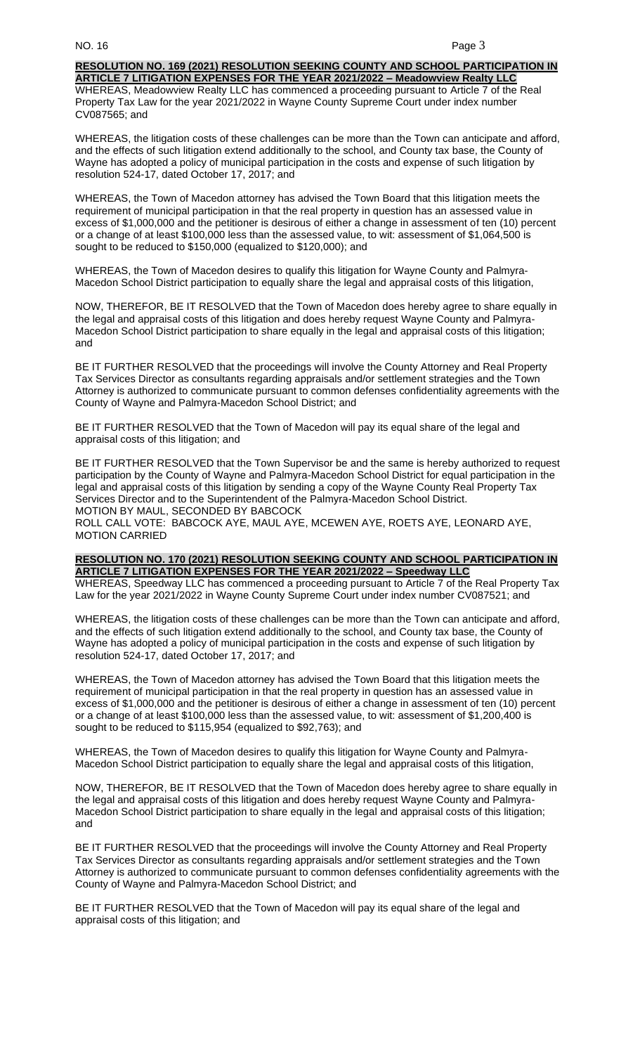**RESOLUTION NO. 169 (2021) RESOLUTION SEEKING COUNTY AND SCHOOL PARTICIPATION IN ARTICLE 7 LITIGATION EXPENSES FOR THE YEAR 2021/2022 – Meadowview Realty LLC**

WHEREAS, Meadowview Realty LLC has commenced a proceeding pursuant to Article 7 of the Real Property Tax Law for the year 2021/2022 in Wayne County Supreme Court under index number CV087565; and

WHEREAS, the litigation costs of these challenges can be more than the Town can anticipate and afford, and the effects of such litigation extend additionally to the school, and County tax base, the County of Wayne has adopted a policy of municipal participation in the costs and expense of such litigation by resolution 524-17, dated October 17, 2017; and

WHEREAS, the Town of Macedon attorney has advised the Town Board that this litigation meets the requirement of municipal participation in that the real property in question has an assessed value in excess of $1,000,000 and the petitioner is desirous of either a change in assessment of ten (10) percent or a change of at least $100,000 less than the assessed value, to wit: assessment of $1,064,500 is sought to be reduced to $150,000 (equalized to $120,000); and

WHEREAS, the Town of Macedon desires to qualify this litigation for Wayne County and Palmyra-Macedon School District participation to equally share the legal and appraisal costs of this litigation,

NOW, THEREFOR, BE IT RESOLVED that the Town of Macedon does hereby agree to share equally in the legal and appraisal costs of this litigation and does hereby request Wayne County and Palmyra-Macedon School District participation to share equally in the legal and appraisal costs of this litigation; and

BE IT FURTHER RESOLVED that the proceedings will involve the County Attorney and Real Property Tax Services Director as consultants regarding appraisals and/or settlement strategies and the Town Attorney is authorized to communicate pursuant to common defenses confidentiality agreements with the County of Wayne and Palmyra-Macedon School District; and

BE IT FURTHER RESOLVED that the Town of Macedon will pay its equal share of the legal and appraisal costs of this litigation; and

BE IT FURTHER RESOLVED that the Town Supervisor be and the same is hereby authorized to request participation by the County of Wayne and Palmyra-Macedon School District for equal participation in the legal and appraisal costs of this litigation by sending a copy of the Wayne County Real Property Tax Services Director and to the Superintendent of the Palmyra-Macedon School District.
MOTION BY MAUL, SECONDED BY BABCOCK
ROLL CALL VOTE: BABCOCK AYE, MAUL AYE, MCEWEN AYE, ROETS AYE, LEONARD AYE, MOTION CARRIED

**RESOLUTION NO. 170 (2021) RESOLUTION SEEKING COUNTY AND SCHOOL PARTICIPATION IN ARTICLE 7 LITIGATION EXPENSES FOR THE YEAR 2021/2022 – Speedway LLC**

WHEREAS, Speedway LLC has commenced a proceeding pursuant to Article 7 of the Real Property Tax Law for the year 2021/2022 in Wayne County Supreme Court under index number CV087521; and

WHEREAS, the litigation costs of these challenges can be more than the Town can anticipate and afford, and the effects of such litigation extend additionally to the school, and County tax base, the County of Wayne has adopted a policy of municipal participation in the costs and expense of such litigation by resolution 524-17, dated October 17, 2017; and

WHEREAS, the Town of Macedon attorney has advised the Town Board that this litigation meets the requirement of municipal participation in that the real property in question has an assessed value in excess of $1,000,000 and the petitioner is desirous of either a change in assessment of ten (10) percent or a change of at least $100,000 less than the assessed value, to wit: assessment of $1,200,400 is sought to be reduced to $115,954 (equalized to $92,763); and

WHEREAS, the Town of Macedon desires to qualify this litigation for Wayne County and Palmyra-Macedon School District participation to equally share the legal and appraisal costs of this litigation,

NOW, THEREFOR, BE IT RESOLVED that the Town of Macedon does hereby agree to share equally in the legal and appraisal costs of this litigation and does hereby request Wayne County and Palmyra-Macedon School District participation to share equally in the legal and appraisal costs of this litigation; and

BE IT FURTHER RESOLVED that the proceedings will involve the County Attorney and Real Property Tax Services Director as consultants regarding appraisals and/or settlement strategies and the Town Attorney is authorized to communicate pursuant to common defenses confidentiality agreements with the County of Wayne and Palmyra-Macedon School District; and

BE IT FURTHER RESOLVED that the Town of Macedon will pay its equal share of the legal and appraisal costs of this litigation; and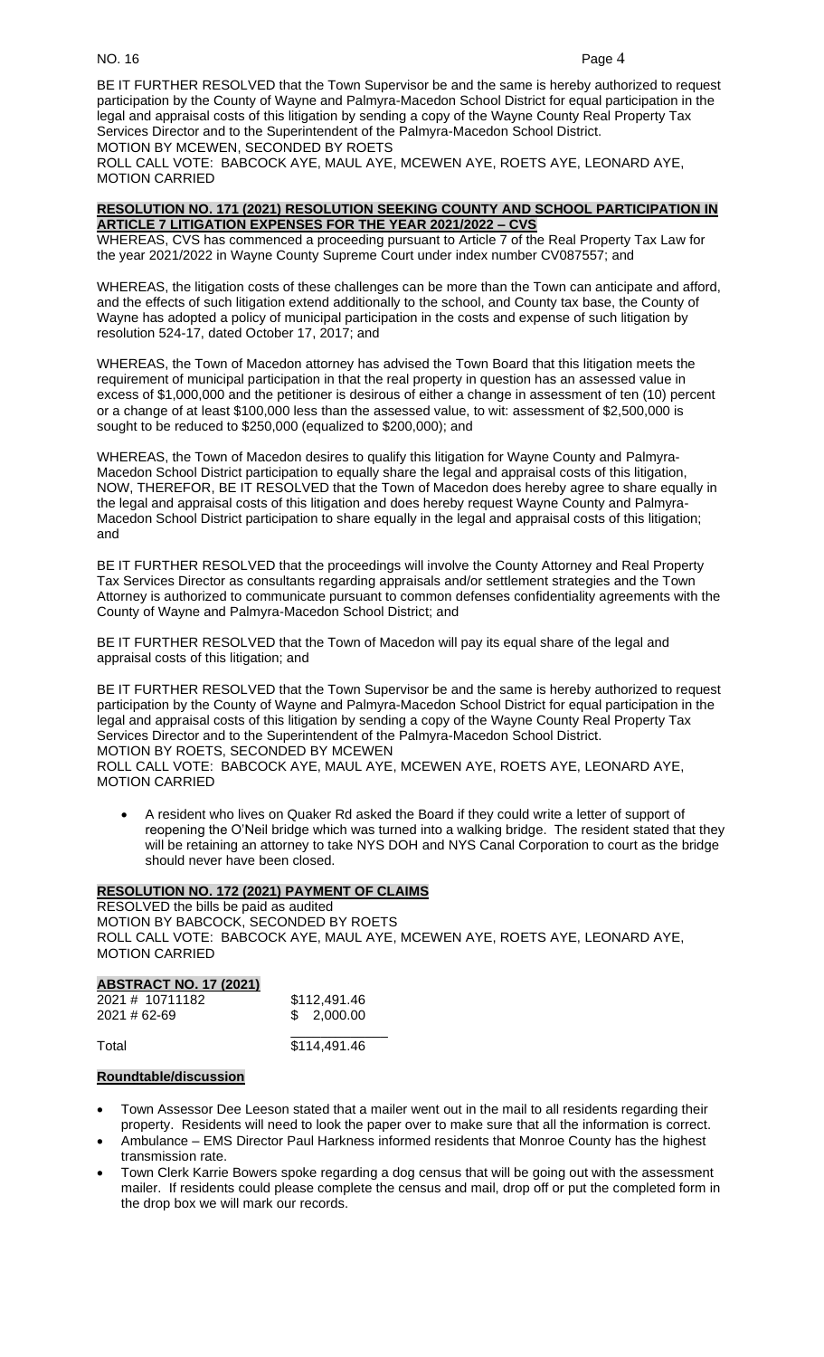BE IT FURTHER RESOLVED that the Town Supervisor be and the same is hereby authorized to request participation by the County of Wayne and Palmyra-Macedon School District for equal participation in the legal and appraisal costs of this litigation by sending a copy of the Wayne County Real Property Tax Services Director and to the Superintendent of the Palmyra-Macedon School District.
MOTION BY MCEWEN, SECONDED BY ROETS
ROLL CALL VOTE: BABCOCK AYE, MAUL AYE, MCEWEN AYE, ROETS AYE, LEONARD AYE, MOTION CARRIED

**RESOLUTION NO. 171 (2021) RESOLUTION SEEKING COUNTY AND SCHOOL PARTICIPATION IN ARTICLE 7 LITIGATION EXPENSES FOR THE YEAR 2021/2022 – CVS**

WHEREAS, CVS has commenced a proceeding pursuant to Article 7 of the Real Property Tax Law for the year 2021/2022 in Wayne County Supreme Court under index number CV087557; and

WHEREAS, the litigation costs of these challenges can be more than the Town can anticipate and afford, and the effects of such litigation extend additionally to the school, and County tax base, the County of Wayne has adopted a policy of municipal participation in the costs and expense of such litigation by resolution 524-17, dated October 17, 2017; and

WHEREAS, the Town of Macedon attorney has advised the Town Board that this litigation meets the requirement of municipal participation in that the real property in question has an assessed value in excess of $1,000,000 and the petitioner is desirous of either a change in assessment of ten (10) percent or a change of at least $100,000 less than the assessed value, to wit: assessment of $2,500,000 is sought to be reduced to $250,000 (equalized to $200,000); and

WHEREAS, the Town of Macedon desires to qualify this litigation for Wayne County and Palmyra-Macedon School District participation to equally share the legal and appraisal costs of this litigation, NOW, THEREFOR, BE IT RESOLVED that the Town of Macedon does hereby agree to share equally in the legal and appraisal costs of this litigation and does hereby request Wayne County and Palmyra-Macedon School District participation to share equally in the legal and appraisal costs of this litigation; and

BE IT FURTHER RESOLVED that the proceedings will involve the County Attorney and Real Property Tax Services Director as consultants regarding appraisals and/or settlement strategies and the Town Attorney is authorized to communicate pursuant to common defenses confidentiality agreements with the County of Wayne and Palmyra-Macedon School District; and

BE IT FURTHER RESOLVED that the Town of Macedon will pay its equal share of the legal and appraisal costs of this litigation; and

BE IT FURTHER RESOLVED that the Town Supervisor be and the same is hereby authorized to request participation by the County of Wayne and Palmyra-Macedon School District for equal participation in the legal and appraisal costs of this litigation by sending a copy of the Wayne County Real Property Tax Services Director and to the Superintendent of the Palmyra-Macedon School District.
MOTION BY ROETS, SECONDED BY MCEWEN
ROLL CALL VOTE: BABCOCK AYE, MAUL AYE, MCEWEN AYE, ROETS AYE, LEONARD AYE, MOTION CARRIED

- A resident who lives on Quaker Rd asked the Board if they could write a letter of support of reopening the O'Neil bridge which was turned into a walking bridge. The resident stated that they will be retaining an attorney to take NYS DOH and NYS Canal Corporation to court as the bridge should never have been closed.

**RESOLUTION NO. 172 (2021) PAYMENT OF CLAIMS**

RESOLVED the bills be paid as audited
MOTION BY BABCOCK, SECONDED BY ROETS
ROLL CALL VOTE: BABCOCK AYE, MAUL AYE, MCEWEN AYE, ROETS AYE, LEONARD AYE, MOTION CARRIED

**ABSTRACT NO. 17 (2021)**

| | |
|---|---|
| 2021 # 10711182 | $112,491.46 |
| 2021 # 62-69 | $ 2,000.00 |
| Total | $114,491.46 |

**Roundtable/discussion**

- Town Assessor Dee Leeson stated that a mailer went out in the mail to all residents regarding their property. Residents will need to look the paper over to make sure that all the information is correct.
- Ambulance – EMS Director Paul Harkness informed residents that Monroe County has the highest transmission rate.
- Town Clerk Karrie Bowers spoke regarding a dog census that will be going out with the assessment mailer. If residents could please complete the census and mail, drop off or put the completed form in the drop box we will mark our records.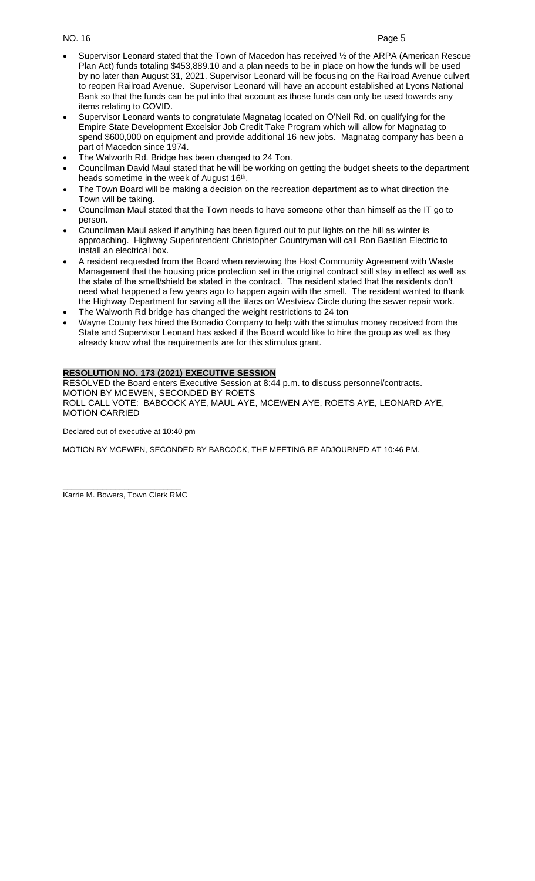- Supervisor Leonard stated that the Town of Macedon has received ½ of the ARPA (American Rescue Plan Act) funds totaling $453,889.10 and a plan needs to be in place on how the funds will be used by no later than August 31, 2021. Supervisor Leonard will be focusing on the Railroad Avenue culvert to reopen Railroad Avenue. Supervisor Leonard will have an account established at Lyons National Bank so that the funds can be put into that account as those funds can only be used towards any items relating to COVID.
- Supervisor Leonard wants to congratulate Magnatag located on O'Neil Rd. on qualifying for the Empire State Development Excelsior Job Credit Take Program which will allow for Magnatag to spend $600,000 on equipment and provide additional 16 new jobs. Magnatag company has been a part of Macedon since 1974.
- The Walworth Rd. Bridge has been changed to 24 Ton.
- Councilman David Maul stated that he will be working on getting the budget sheets to the department heads sometime in the week of August 16th.
- The Town Board will be making a decision on the recreation department as to what direction the Town will be taking.
- Councilman Maul stated that the Town needs to have someone other than himself as the IT go to person.
- Councilman Maul asked if anything has been figured out to put lights on the hill as winter is approaching. Highway Superintendent Christopher Countryman will call Ron Bastian Electric to install an electrical box.
- A resident requested from the Board when reviewing the Host Community Agreement with Waste Management that the housing price protection set in the original contract still stay in effect as well as the state of the smell/shield be stated in the contract. The resident stated that the residents don't need what happened a few years ago to happen again with the smell. The resident wanted to thank the Highway Department for saving all the lilacs on Westview Circle during the sewer repair work.
- The Walworth Rd bridge has changed the weight restrictions to 24 ton
- Wayne County has hired the Bonadio Company to help with the stimulus money received from the State and Supervisor Leonard has asked if the Board would like to hire the group as well as they already know what the requirements are for this stimulus grant.

**RESOLUTION NO. 173 (2021) EXECUTIVE SESSION**

RESOLVED the Board enters Executive Session at 8:44 p.m. to discuss personnel/contracts.
MOTION BY MCEWEN, SECONDED BY ROETS
ROLL CALL VOTE: BABCOCK AYE, MAUL AYE, MCEWEN AYE, ROETS AYE, LEONARD AYE, MOTION CARRIED

Declared out of executive at 10:40 pm

MOTION BY MCEWEN, SECONDED BY BABCOCK, THE MEETING BE ADJOURNED AT 10:46 PM.

\_\_\_\_\_\_\_\_\_\_\_\_\_\_\_\_\_\_\_\_\_\_\_\_\_\_

Karrie M. Bowers, Town Clerk RMC